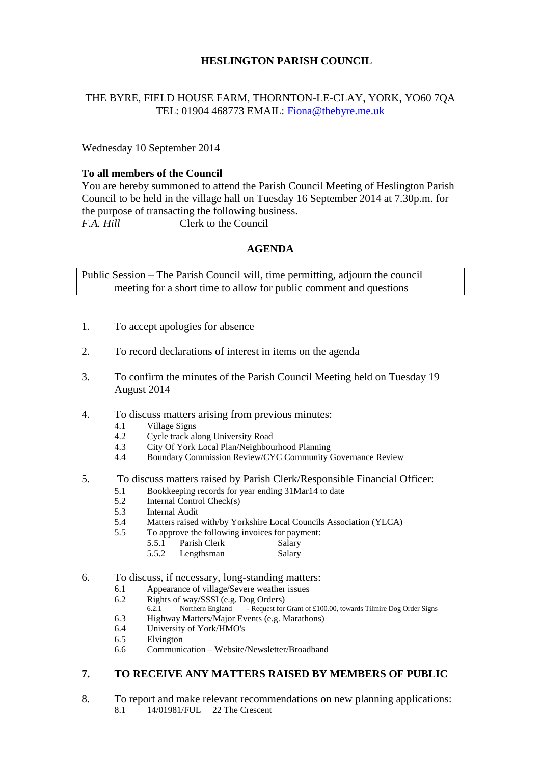# HESLINGTON PARISH COUNCIL

THE BYRE, FIELD HOUSE FARM, THORNTON-LE-CLAY, YORK, YO60 7QA
TEL: 01904 468773 EMAIL: Fiona@thebyre.me.uk

Wednesday 10 September 2014

**To all members of the Council**
You are hereby summoned to attend the Parish Council Meeting of Heslington Parish Council to be held in the village hall on Tuesday 16 September 2014 at 7.30p.m. for the purpose of transacting the following business.
*F.A. Hill* Clerk to the Council

## AGENDA

Public Session – The Parish Council will, time permitting, adjourn the council meeting for a short time to allow for public comment and questions

1. To accept apologies for absence

2. To record declarations of interest in items on the agenda

3. To confirm the minutes of the Parish Council Meeting held on Tuesday 19 August 2014

4. To discuss matters arising from previous minutes:
   - 4.1 Village Signs
   - 4.2 Cycle track along University Road
   - 4.3 City Of York Local Plan/Neighbourhood Planning
   - 4.4 Boundary Commission Review/CYC Community Governance Review

5. To discuss matters raised by Parish Clerk/Responsible Financial Officer:
   - 5.1 Bookkeeping records for year ending 31Mar14 to date
   - 5.2 Internal Control Check(s)
   - 5.3 Internal Audit
   - 5.4 Matters raised with/by Yorkshire Local Councils Association (YLCA)
   - 5.5 To approve the following invoices for payment:
     - 5.5.1 Parish Clerk Salary
     - 5.5.2 Lengthsman Salary

6. To discuss, if necessary, long-standing matters:
   - 6.1 Appearance of village/Severe weather issues
   - 6.2 Rights of way/SSSI (e.g. Dog Orders)
     - 6.2.1 Northern England - Request for Grant of £100.00, towards Tilmire Dog Order Signs
   - 6.3 Highway Matters/Major Events (e.g. Marathons)
   - 6.4 University of York/HMO's
   - 6.5 Elvington
   - 6.6 Communication – Website/Newsletter/Broadband

7. **TO RECEIVE ANY MATTERS RAISED BY MEMBERS OF PUBLIC**

8. To report and make relevant recommendations on new planning applications:
   - 8.1 14/01981/FUL 22 The Crescent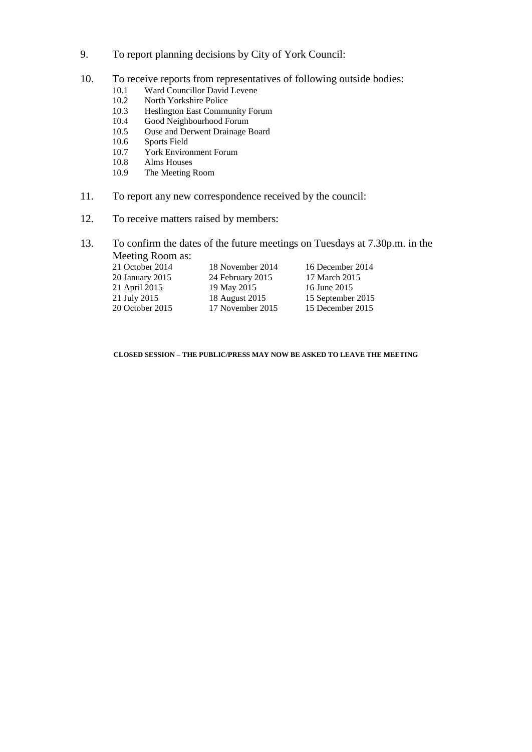9. To report planning decisions by City of York Council:

10. To receive reports from representatives of following outside bodies:
    - 10.1 Ward Councillor David Levene
    - 10.2 North Yorkshire Police
    - 10.3 Heslington East Community Forum
    - 10.4 Good Neighbourhood Forum
    - 10.5 Ouse and Derwent Drainage Board
    - 10.6 Sports Field
    - 10.7 York Environment Forum
    - 10.8 Alms Houses
    - 10.9 The Meeting Room

11. To report any new correspondence received by the council:

12. To receive matters raised by members:

13. To confirm the dates of the future meetings on Tuesdays at 7.30p.m. in the Meeting Room as:

| | | |
|---|---|---|
| 21 October 2014 | 18 November 2014 | 16 December 2014 |
| 20 January 2015 | 24 February 2015 | 17 March 2015 |
| 21 April 2015 | 19 May 2015 | 16 June 2015 |
| 21 July 2015 | 18 August 2015 | 15 September 2015 |
| 20 October 2015 | 17 November 2015 | 15 December 2015 |

**CLOSED SESSION – THE PUBLIC/PRESS MAY NOW BE ASKED TO LEAVE THE MEETING**